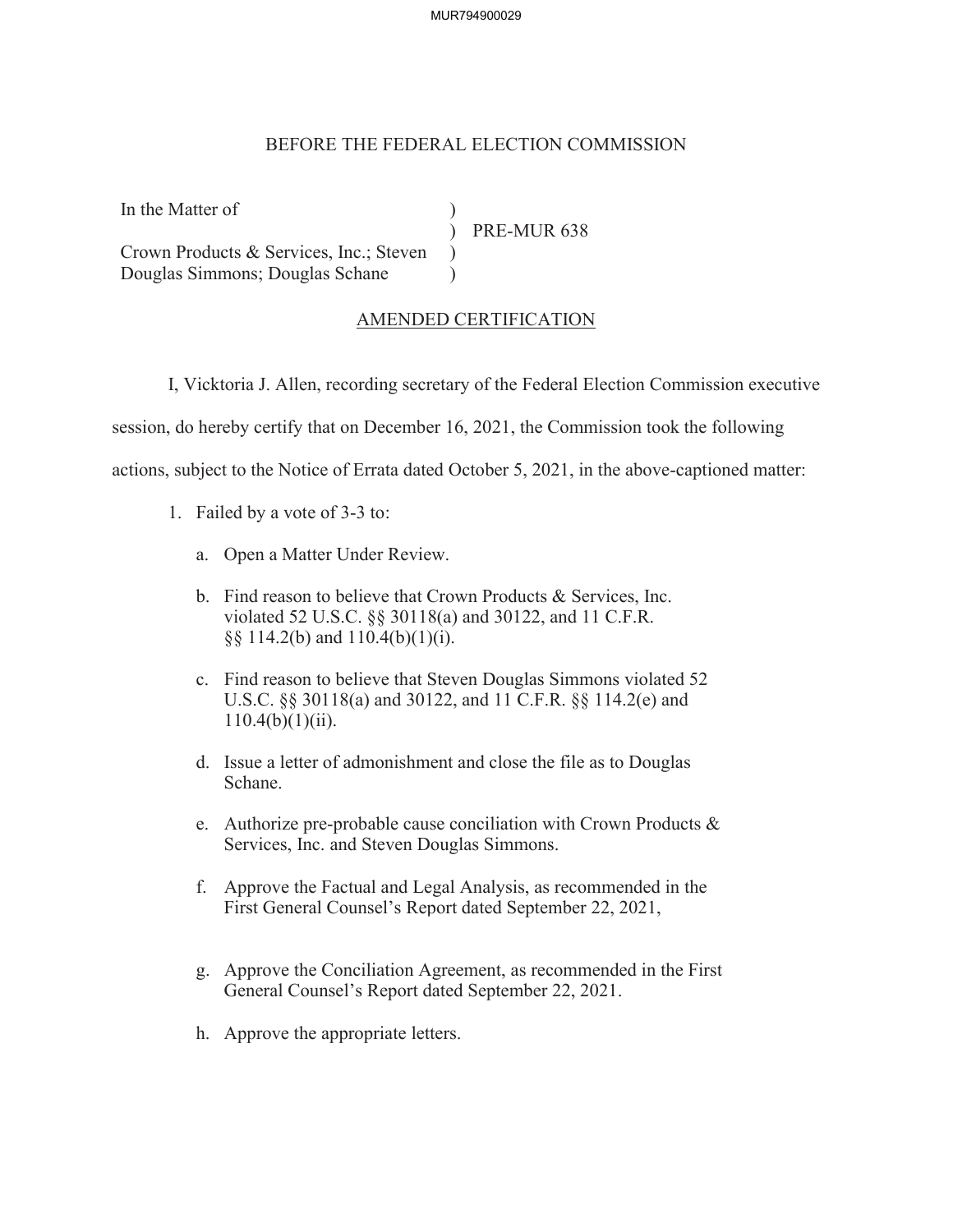BEFORE THE FEDERAL ELECTION COMMISSION

In the Matter of

Crown Products & Services, Inc.; Steven Douglas Simmons; Douglas Schane

) PRE-MUR 638

## AMENDED CERTIFICATION

I, Vicktoria J. Allen, recording secretary of the Federal Election Commission executive session, do hereby certify that on December 16, 2021, the Commission took the following actions, subject to the Notice of Errata dated October 5, 2021, in the above-captioned matter:

1. Failed by a vote of 3-3 to:

   a. Open a Matter Under Review.

   b. Find reason to believe that Crown Products & Services, Inc. violated 52 U.S.C. §§ 30118(a) and 30122, and 11 C.F.R. §§ 114.2(b) and 110.4(b)(1)(i).

   c. Find reason to believe that Steven Douglas Simmons violated 52 U.S.C. §§ 30118(a) and 30122, and 11 C.F.R. §§ 114.2(e) and 110.4(b)(1)(ii).

   d. Issue a letter of admonishment and close the file as to Douglas Schane.

   e. Authorize pre-probable cause conciliation with Crown Products & Services, Inc. and Steven Douglas Simmons.

   f. Approve the Factual and Legal Analysis, as recommended in the First General Counsel's Report dated September 22, 2021,

   g. Approve the Conciliation Agreement, as recommended in the First General Counsel's Report dated September 22, 2021.

   h. Approve the appropriate letters.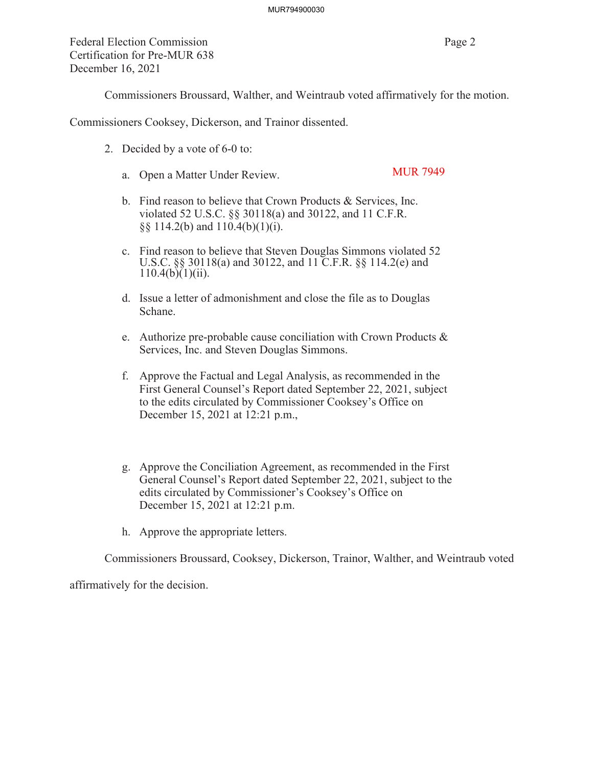Federal Election Commission
Certification for Pre-MUR 638
December 16, 2021

Commissioners Broussard, Walther, and Weintraub voted affirmatively for the motion.

Commissioners Cooksey, Dickerson, and Trainor dissented.

2. Decided by a vote of 6-0 to:

   a. Open a Matter Under Review. MUR 7949

   b. Find reason to believe that Crown Products & Services, Inc. violated 52 U.S.C. §§ 30118(a) and 30122, and 11 C.F.R. §§ 114.2(b) and 110.4(b)(1)(i).

   c. Find reason to believe that Steven Douglas Simmons violated 52 U.S.C. §§ 30118(a) and 30122, and 11 C.F.R. §§ 114.2(e) and 110.4(b)(1)(ii).

   d. Issue a letter of admonishment and close the file as to Douglas Schane.

   e. Authorize pre-probable cause conciliation with Crown Products & Services, Inc. and Steven Douglas Simmons.

   f. Approve the Factual and Legal Analysis, as recommended in the First General Counsel's Report dated September 22, 2021, subject to the edits circulated by Commissioner Cooksey's Office on December 15, 2021 at 12:21 p.m.,

   g. Approve the Conciliation Agreement, as recommended in the First General Counsel's Report dated September 22, 2021, subject to the edits circulated by Commissioner's Cooksey's Office on December 15, 2021 at 12:21 p.m.

   h. Approve the appropriate letters.

Commissioners Broussard, Cooksey, Dickerson, Trainor, Walther, and Weintraub voted affirmatively for the decision.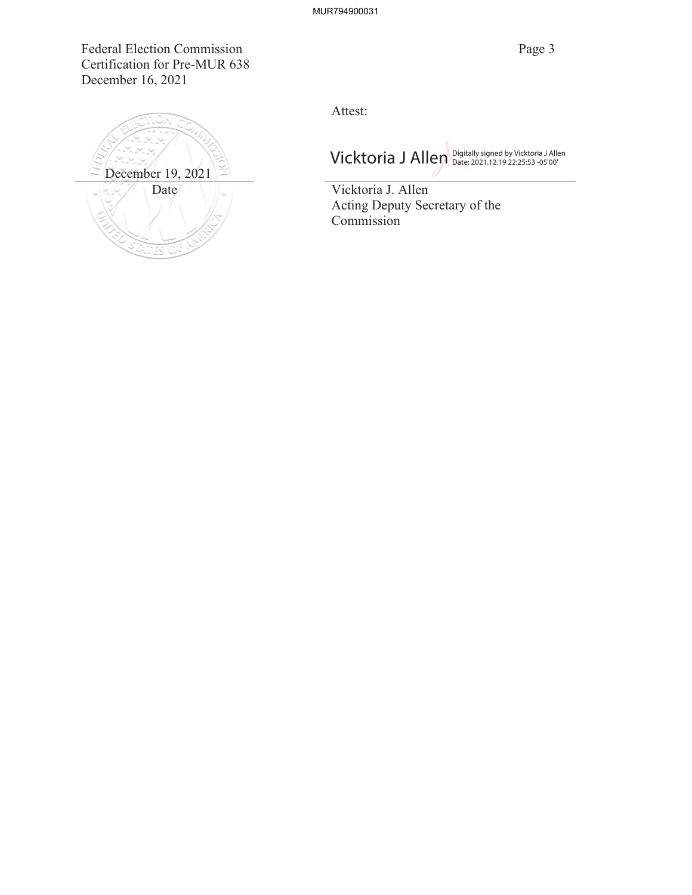Federal Election Commission
Certification for Pre-MUR 638
December 16, 2021

Attest:

December 19, 2021
Date

Vicktoria J Allen Digitally signed by Vicktoria J Allen Date: 2021.12.19 22:25:53 -05'00'

Vicktoria J. Allen
Acting Deputy Secretary of the
Commission